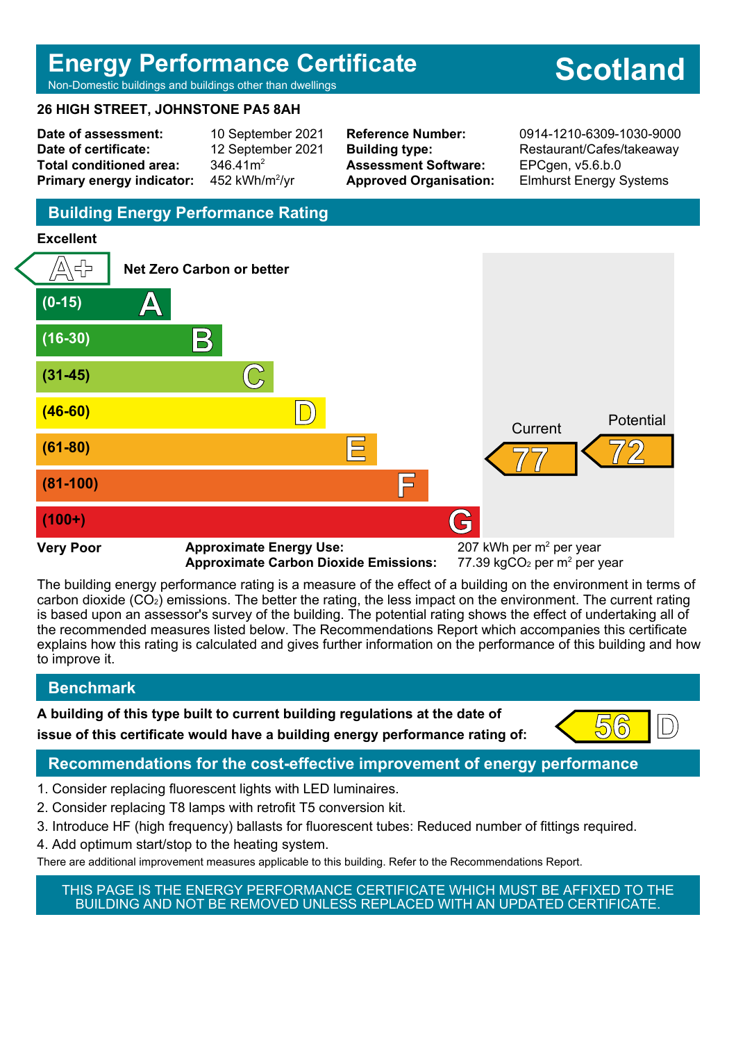# Energy Performance Certificate

Non-Domestic buildings and buildings other than dwellings

**Scotland**

**26 HIGH STREET, JOHNSTONE PA5 8AH**

| | | | |
|---|---|---|---|
| **Date of assessment:** | 10 September 2021 | **Reference Number:** | 0914-1210-6309-1030-9000 |
| **Date of certificate:** | 12 September 2021 | **Building type:** | Restaurant/Cafes/takeaway |
| **Total conditioned area:** | 346.41m$^2$ | **Assessment Software:** | EPCgen, v5.6.b.0 |
| **Primary energy indicator:** | 452 kWh/m$^2$/yr | **Approved Organisation:** | Elmhurst Energy Systems |

## Building Energy Performance Rating

**Excellent**

| Rating | Band | Current | Potential |
|---|---|---|---|
| Net Zero Carbon or better | A+ | | |
| (0-15) | A | | |
| (16-30) | B | | |
| (31-45) | C | | |
| (46-60) | D | | |
| (61-80) | E | 77 | 72 |
| (81-100) | F | | |
| (100+) | G | | |

**Very Poor**

**Approximate Energy Use:** 207 kWh per m$^2$ per year

**Approximate Carbon Dioxide Emissions:** 77.39 kg$CO_2$ per m$^2$ per year

The building energy performance rating is a measure of the effect of a building on the environment in terms of carbon dioxide ($CO_2$) emissions. The better the rating, the less impact on the environment. The current rating is based upon an assessor's survey of the building. The potential rating shows the effect of undertaking all of the recommended measures listed below. The Recommendations Report which accompanies this certificate explains how this rating is calculated and gives further information on the performance of this building and how to improve it.

## Benchmark

**A building of this type built to current building regulations at the date of issue of this certificate would have a building energy performance rating of:** 56 D

## Recommendations for the cost-effective improvement of energy performance

1. Consider replacing fluorescent lights with LED luminaires.
2. Consider replacing T8 lamps with retrofit T5 conversion kit.
3. Introduce HF (high frequency) ballasts for fluorescent tubes: Reduced number of fittings required.
4. Add optimum start/stop to the heating system.

There are additional improvement measures applicable to this building. Refer to the Recommendations Report.

THIS PAGE IS THE ENERGY PERFORMANCE CERTIFICATE WHICH MUST BE AFFIXED TO THE BUILDING AND NOT BE REMOVED UNLESS REPLACED WITH AN UPDATED CERTIFICATE.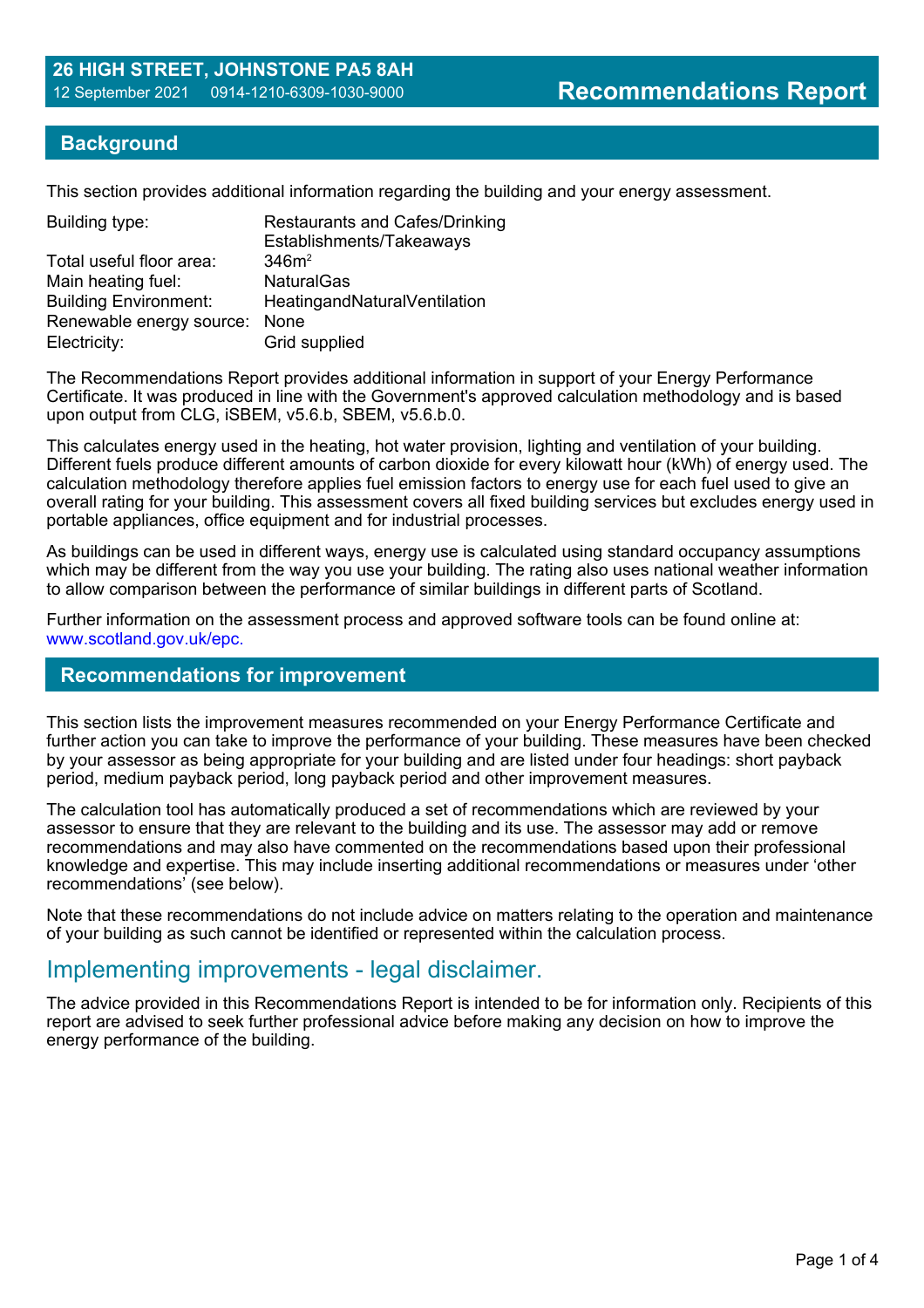# 26 HIGH STREET, JOHNSTONE PA5 8AH

12 September 2021 0914-1210-6309-1030-9000

# Recommendations Report

## Background

This section provides additional information regarding the building and your energy assessment.

| | |
|---|---|
| Building type: | Restaurants and Cafes/Drinking Establishments/Takeaways |
| Total useful floor area: | 346m$^2$ |
| Main heating fuel: | NaturalGas |
| Building Environment: | HeatingandNaturalVentilation |
| Renewable energy source: | None |
| Electricity: | Grid supplied |

The Recommendations Report provides additional information in support of your Energy Performance Certificate. It was produced in line with the Government's approved calculation methodology and is based upon output from CLG, iSBEM, v5.6.b, SBEM, v5.6.b.0.

This calculates energy used in the heating, hot water provision, lighting and ventilation of your building. Different fuels produce different amounts of carbon dioxide for every kilowatt hour (kWh) of energy used. The calculation methodology therefore applies fuel emission factors to energy use for each fuel used to give an overall rating for your building. This assessment covers all fixed building services but excludes energy used in portable appliances, office equipment and for industrial processes.

As buildings can be used in different ways, energy use is calculated using standard occupancy assumptions which may be different from the way you use your building. The rating also uses national weather information to allow comparison between the performance of similar buildings in different parts of Scotland.

Further information on the assessment process and approved software tools can be found online at: www.scotland.gov.uk/epc.

## Recommendations for improvement

This section lists the improvement measures recommended on your Energy Performance Certificate and further action you can take to improve the performance of your building. These measures have been checked by your assessor as being appropriate for your building and are listed under four headings: short payback period, medium payback period, long payback period and other improvement measures.

The calculation tool has automatically produced a set of recommendations which are reviewed by your assessor to ensure that they are relevant to the building and its use. The assessor may add or remove recommendations and may also have commented on the recommendations based upon their professional knowledge and expertise. This may include inserting additional recommendations or measures under 'other recommendations' (see below).

Note that these recommendations do not include advice on matters relating to the operation and maintenance of your building as such cannot be identified or represented within the calculation process.

## Implementing improvements - legal disclaimer.

The advice provided in this Recommendations Report is intended to be for information only. Recipients of this report are advised to seek further professional advice before making any decision on how to improve the energy performance of the building.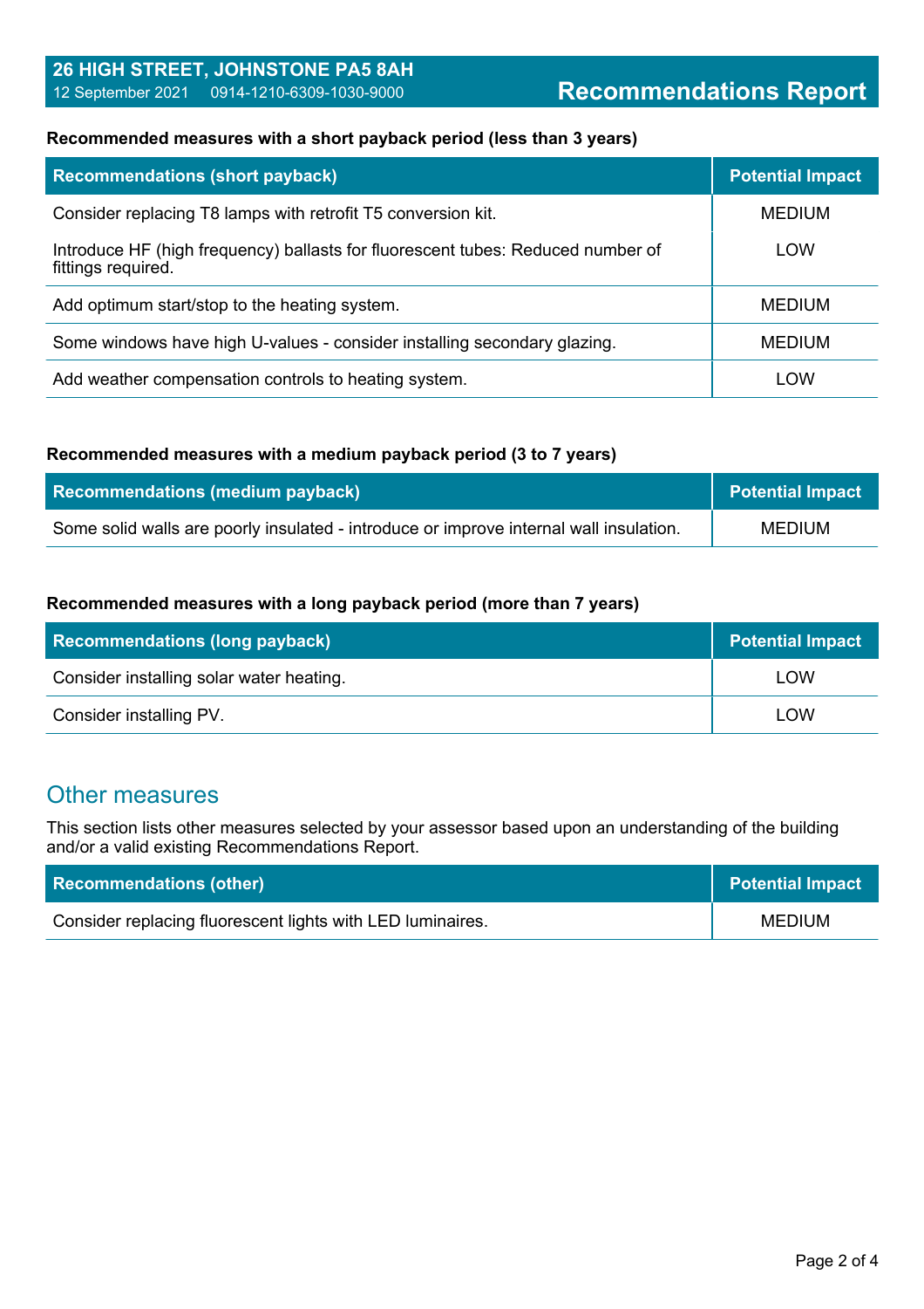**Recommended measures with a short payback period (less than 3 years)**

| Recommendations (short payback) | Potential Impact |
|---|---|
| Consider replacing T8 lamps with retrofit T5 conversion kit. | MEDIUM |
| Introduce HF (high frequency) ballasts for fluorescent tubes: Reduced number of fittings required. | LOW |
| Add optimum start/stop to the heating system. | MEDIUM |
| Some windows have high U-values - consider installing secondary glazing. | MEDIUM |
| Add weather compensation controls to heating system. | LOW |

**Recommended measures with a medium payback period (3 to 7 years)**

| Recommendations (medium payback) | Potential Impact |
|---|---|
| Some solid walls are poorly insulated - introduce or improve internal wall insulation. | MEDIUM |

**Recommended measures with a long payback period (more than 7 years)**

| Recommendations (long payback) | Potential Impact |
|---|---|
| Consider installing solar water heating. | LOW |
| Consider installing PV. | LOW |

## Other measures

This section lists other measures selected by your assessor based upon an understanding of the building and/or a valid existing Recommendations Report.

| Recommendations (other) | Potential Impact |
|---|---|
| Consider replacing fluorescent lights with LED luminaires. | MEDIUM |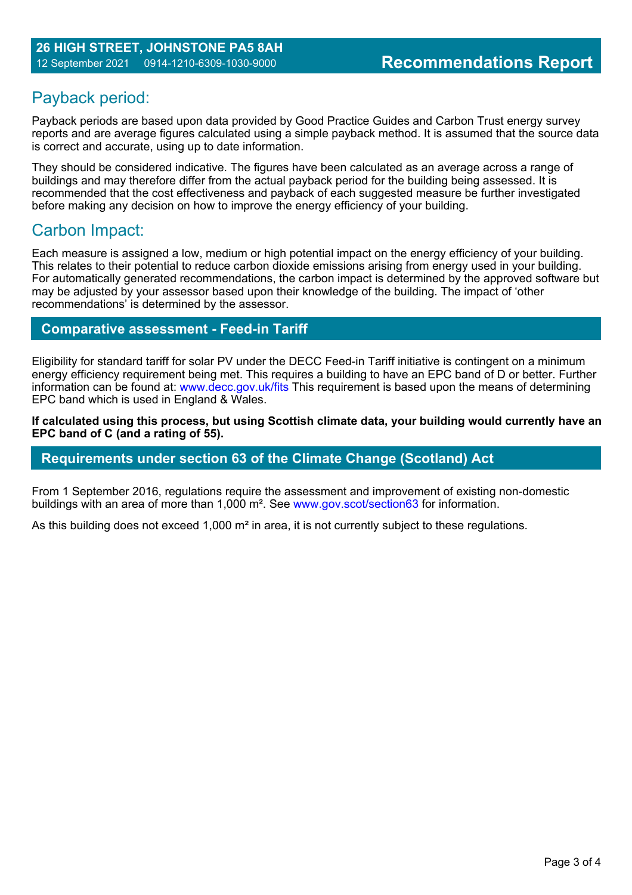## Payback period:

Payback periods are based upon data provided by Good Practice Guides and Carbon Trust energy survey reports and are average figures calculated using a simple payback method. It is assumed that the source data is correct and accurate, using up to date information.

They should be considered indicative. The figures have been calculated as an average across a range of buildings and may therefore differ from the actual payback period for the building being assessed. It is recommended that the cost effectiveness and payback of each suggested measure be further investigated before making any decision on how to improve the energy efficiency of your building.

## Carbon Impact:

Each measure is assigned a low, medium or high potential impact on the energy efficiency of your building. This relates to their potential to reduce carbon dioxide emissions arising from energy used in your building. For automatically generated recommendations, the carbon impact is determined by the approved software but may be adjusted by your assessor based upon their knowledge of the building. The impact of 'other recommendations' is determined by the assessor.

## Comparative assessment - Feed-in Tariff

Eligibility for standard tariff for solar PV under the DECC Feed-in Tariff initiative is contingent on a minimum energy efficiency requirement being met. This requires a building to have an EPC band of D or better. Further information can be found at: www.decc.gov.uk/fits This requirement is based upon the means of determining EPC band which is used in England & Wales.

**If calculated using this process, but using Scottish climate data, your building would currently have an EPC band of C (and a rating of 55).**

## Requirements under section 63 of the Climate Change (Scotland) Act

From 1 September 2016, regulations require the assessment and improvement of existing non-domestic buildings with an area of more than 1,000 m². See www.gov.scot/section63 for information.

As this building does not exceed 1,000 m² in area, it is not currently subject to these regulations.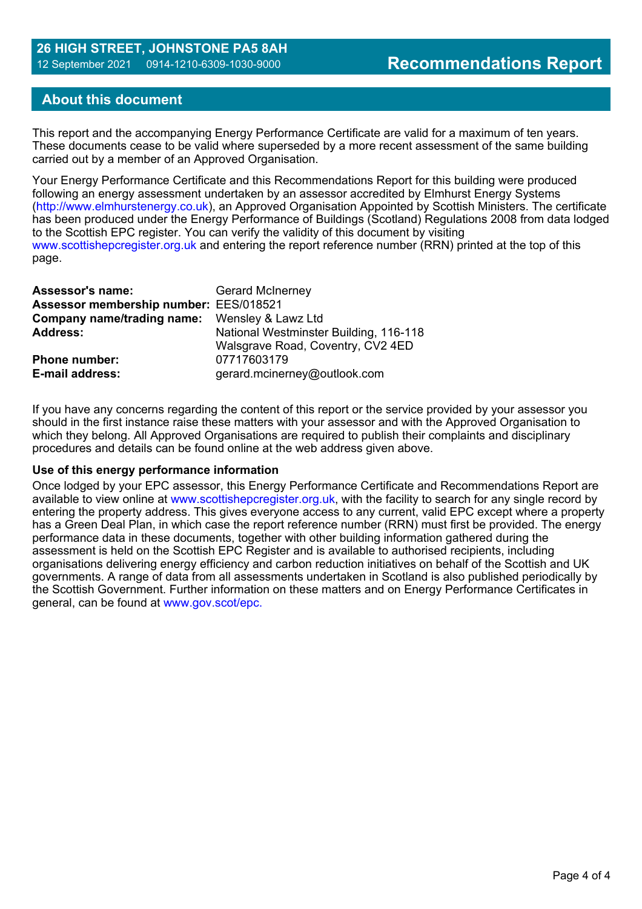## About this document

This report and the accompanying Energy Performance Certificate are valid for a maximum of ten years. These documents cease to be valid where superseded by a more recent assessment of the same building carried out by a member of an Approved Organisation.

Your Energy Performance Certificate and this Recommendations Report for this building were produced following an energy assessment undertaken by an assessor accredited by Elmhurst Energy Systems (http://www.elmhurstenergy.co.uk), an Approved Organisation Appointed by Scottish Ministers. The certificate has been produced under the Energy Performance of Buildings (Scotland) Regulations 2008 from data lodged to the Scottish EPC register. You can verify the validity of this document by visiting www.scottishepcregister.org.uk and entering the report reference number (RRN) printed at the top of this page.

| | |
|---|---|
| **Assessor's name:** | Gerard McInerney |
| **Assessor membership number:** | EES/018521 |
| **Company name/trading name:** | Wensley & Lawz Ltd |
| **Address:** | National Westminster Building, 116-118 Walsgrave Road, Coventry, CV2 4ED |
| **Phone number:** | 07717603179 |
| **E-mail address:** | gerard.mcinerney@outlook.com |

If you have any concerns regarding the content of this report or the service provided by your assessor you should in the first instance raise these matters with your assessor and with the Approved Organisation to which they belong. All Approved Organisations are required to publish their complaints and disciplinary procedures and details can be found online at the web address given above.

**Use of this energy performance information**

Once lodged by your EPC assessor, this Energy Performance Certificate and Recommendations Report are available to view online at www.scottishepcregister.org.uk, with the facility to search for any single record by entering the property address. This gives everyone access to any current, valid EPC except where a property has a Green Deal Plan, in which case the report reference number (RRN) must first be provided. The energy performance data in these documents, together with other building information gathered during the assessment is held on the Scottish EPC Register and is available to authorised recipients, including organisations delivering energy efficiency and carbon reduction initiatives on behalf of the Scottish and UK governments. A range of data from all assessments undertaken in Scotland is also published periodically by the Scottish Government. Further information on these matters and on Energy Performance Certificates in general, can be found at www.gov.scot/epc.